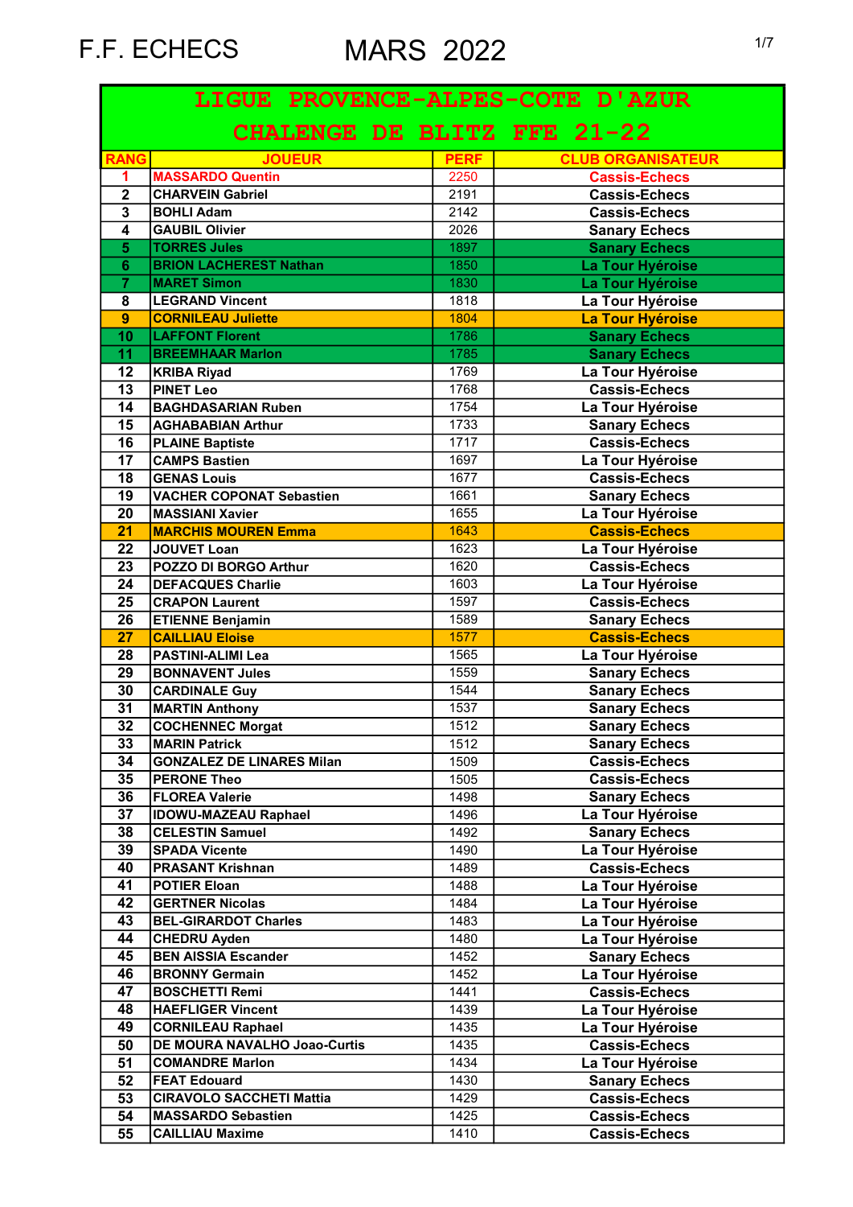F.F. ECHECS MARS 2022

# LIGUE PROVENCE-ALPES-COTE D'AZUR

## CHALENGE DE BLITZ FFE 21-22

| RANG | JOUEUR | PERF | CLUB ORGANISATEUR |
|---|---|---|---|
| 1 | MASSARDO Quentin | 2250 | Cassis-Echecs |
| 2 | CHARVEIN Gabriel | 2191 | Cassis-Echecs |
| 3 | BOHLI Adam | 2142 | Cassis-Echecs |
| 4 | GAUBIL Olivier | 2026 | Sanary Echecs |
| 5 | TORRES Jules | 1897 | Sanary Echecs |
| 6 | BRION LACHEREST Nathan | 1850 | La Tour Hyéroise |
| 7 | MARET Simon | 1830 | La Tour Hyéroise |
| 8 | LEGRAND Vincent | 1818 | La Tour Hyéroise |
| 9 | CORNILEAU Juliette | 1804 | La Tour Hyéroise |
| 10 | LAFFONT Florent | 1786 | Sanary Echecs |
| 11 | BREEMHAAR Marlon | 1785 | Sanary Echecs |
| 12 | KRIBA Riyad | 1769 | La Tour Hyéroise |
| 13 | PINET Leo | 1768 | Cassis-Echecs |
| 14 | BAGHDASARIAN Ruben | 1754 | La Tour Hyéroise |
| 15 | AGHABABIAN Arthur | 1733 | Sanary Echecs |
| 16 | PLAINE Baptiste | 1717 | Cassis-Echecs |
| 17 | CAMPS Bastien | 1697 | La Tour Hyéroise |
| 18 | GENAS Louis | 1677 | Cassis-Echecs |
| 19 | VACHER COPONAT Sebastien | 1661 | Sanary Echecs |
| 20 | MASSIANI Xavier | 1655 | La Tour Hyéroise |
| 21 | MARCHIS MOUREN Emma | 1643 | Cassis-Echecs |
| 22 | JOUVET Loan | 1623 | La Tour Hyéroise |
| 23 | POZZO DI BORGO Arthur | 1620 | Cassis-Echecs |
| 24 | DEFACQUES Charlie | 1603 | La Tour Hyéroise |
| 25 | CRAPON Laurent | 1597 | Cassis-Echecs |
| 26 | ETIENNE Benjamin | 1589 | Sanary Echecs |
| 27 | CAILLIAU Eloise | 1577 | Cassis-Echecs |
| 28 | PASTINI-ALIMI Lea | 1565 | La Tour Hyéroise |
| 29 | BONNAVENT Jules | 1559 | Sanary Echecs |
| 30 | CARDINALE Guy | 1544 | Sanary Echecs |
| 31 | MARTIN Anthony | 1537 | Sanary Echecs |
| 32 | COCHENNEC Morgat | 1512 | Sanary Echecs |
| 33 | MARIN Patrick | 1512 | Sanary Echecs |
| 34 | GONZALEZ DE LINARES Milan | 1509 | Cassis-Echecs |
| 35 | PERONE Theo | 1505 | Cassis-Echecs |
| 36 | FLOREA Valerie | 1498 | Sanary Echecs |
| 37 | IDOWU-MAZEAU Raphael | 1496 | La Tour Hyéroise |
| 38 | CELESTIN Samuel | 1492 | Sanary Echecs |
| 39 | SPADA Vicente | 1490 | La Tour Hyéroise |
| 40 | PRASANT Krishnan | 1489 | Cassis-Echecs |
| 41 | POTIER Eloan | 1488 | La Tour Hyéroise |
| 42 | GERTNER Nicolas | 1484 | La Tour Hyéroise |
| 43 | BEL-GIRARDOT Charles | 1483 | La Tour Hyéroise |
| 44 | CHEDRU Ayden | 1480 | La Tour Hyéroise |
| 45 | BEN AISSIA Escander | 1452 | Sanary Echecs |
| 46 | BRONNY Germain | 1452 | La Tour Hyéroise |
| 47 | BOSCHETTI Remi | 1441 | Cassis-Echecs |
| 48 | HAEFLIGER Vincent | 1439 | La Tour Hyéroise |
| 49 | CORNILEAU Raphael | 1435 | La Tour Hyéroise |
| 50 | DE MOURA NAVALHO Joao-Curtis | 1435 | Cassis-Echecs |
| 51 | COMANDRE Marlon | 1434 | La Tour Hyéroise |
| 52 | FEAT Edouard | 1430 | Sanary Echecs |
| 53 | CIRAVOLO SACCHETI Mattia | 1429 | Cassis-Echecs |
| 54 | MASSARDO Sebastien | 1425 | Cassis-Echecs |
| 55 | CAILLIAU Maxime | 1410 | Cassis-Echecs |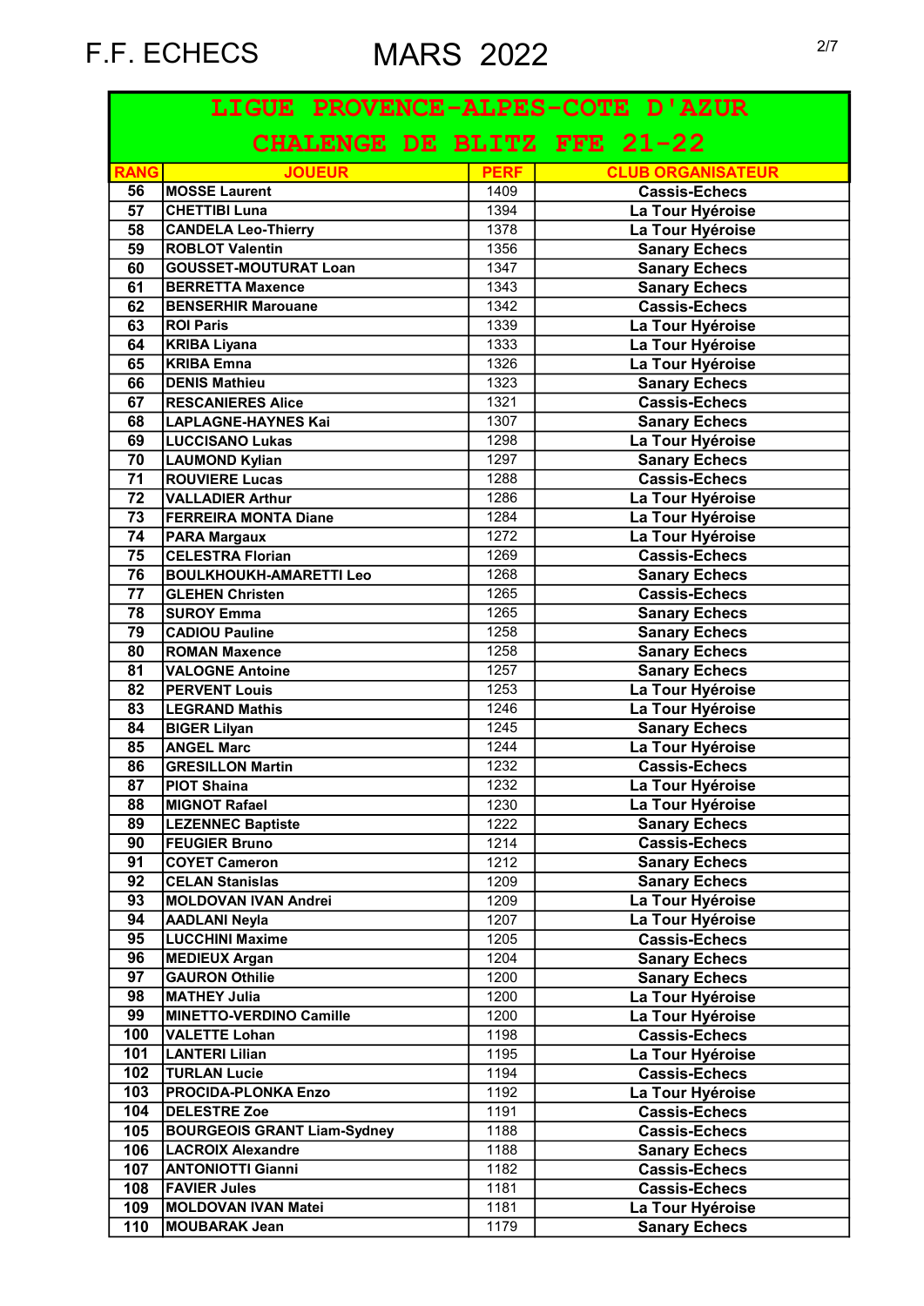F.F. ECHECS MARS 2022

| LIGUE PROVENCE-ALPES-COTE D'AZUR | | | |
|---|---|---|---|
| CHALENGE DE BLITZ FFE 21-22 | | | |
| RANG | JOUEUR | PERF | CLUB ORGANISATEUR |
| 56 | MOSSE Laurent | 1409 | Cassis-Echecs |
| 57 | CHETTIBI Luna | 1394 | La Tour Hyéroise |
| 58 | CANDELA Leo-Thierry | 1378 | La Tour Hyéroise |
| 59 | ROBLOT Valentin | 1356 | Sanary Echecs |
| 60 | GOUSSET-MOUTURAT Loan | 1347 | Sanary Echecs |
| 61 | BERRETTA Maxence | 1343 | Sanary Echecs |
| 62 | BENSERHIR Marouane | 1342 | Cassis-Echecs |
| 63 | ROI Paris | 1339 | La Tour Hyéroise |
| 64 | KRIBA Liyana | 1333 | La Tour Hyéroise |
| 65 | KRIBA Emna | 1326 | La Tour Hyéroise |
| 66 | DENIS Mathieu | 1323 | Sanary Echecs |
| 67 | RESCANIERES Alice | 1321 | Cassis-Echecs |
| 68 | LAPLAGNE-HAYNES Kai | 1307 | Sanary Echecs |
| 69 | LUCCISANO Lukas | 1298 | La Tour Hyéroise |
| 70 | LAUMOND Kylian | 1297 | Sanary Echecs |
| 71 | ROUVIERE Lucas | 1288 | Cassis-Echecs |
| 72 | VALLADIER Arthur | 1286 | La Tour Hyéroise |
| 73 | FERREIRA MONTA Diane | 1284 | La Tour Hyéroise |
| 74 | PARA Margaux | 1272 | La Tour Hyéroise |
| 75 | CELESTRA Florian | 1269 | Cassis-Echecs |
| 76 | BOULKHOUKH-AMARETTI Leo | 1268 | Sanary Echecs |
| 77 | GLEHEN Christen | 1265 | Cassis-Echecs |
| 78 | SUROY Emma | 1265 | Sanary Echecs |
| 79 | CADIOU Pauline | 1258 | Sanary Echecs |
| 80 | ROMAN Maxence | 1258 | Sanary Echecs |
| 81 | VALOGNE Antoine | 1257 | Sanary Echecs |
| 82 | PERVENT Louis | 1253 | La Tour Hyéroise |
| 83 | LEGRAND Mathis | 1246 | La Tour Hyéroise |
| 84 | BIGER Lilyan | 1245 | Sanary Echecs |
| 85 | ANGEL Marc | 1244 | La Tour Hyéroise |
| 86 | GRESILLON Martin | 1232 | Cassis-Echecs |
| 87 | PIOT Shaina | 1232 | La Tour Hyéroise |
| 88 | MIGNOT Rafael | 1230 | La Tour Hyéroise |
| 89 | LEZENNEC Baptiste | 1222 | Sanary Echecs |
| 90 | FEUGIER Bruno | 1214 | Cassis-Echecs |
| 91 | COYET Cameron | 1212 | Sanary Echecs |
| 92 | CELAN Stanislas | 1209 | Sanary Echecs |
| 93 | MOLDOVAN IVAN Andrei | 1209 | La Tour Hyéroise |
| 94 | AADLANI Neyla | 1207 | La Tour Hyéroise |
| 95 | LUCCHINI Maxime | 1205 | Cassis-Echecs |
| 96 | MEDIEUX Argan | 1204 | Sanary Echecs |
| 97 | GAURON Othilie | 1200 | Sanary Echecs |
| 98 | MATHEY Julia | 1200 | La Tour Hyéroise |
| 99 | MINETTO-VERDINO Camille | 1200 | La Tour Hyéroise |
| 100 | VALETTE Lohan | 1198 | Cassis-Echecs |
| 101 | LANTERI Lilian | 1195 | La Tour Hyéroise |
| 102 | TURLAN Lucie | 1194 | Cassis-Echecs |
| 103 | PROCIDA-PLONKA Enzo | 1192 | La Tour Hyéroise |
| 104 | DELESTRE Zoe | 1191 | Cassis-Echecs |
| 105 | BOURGEOIS GRANT Liam-Sydney | 1188 | Cassis-Echecs |
| 106 | LACROIX Alexandre | 1188 | Sanary Echecs |
| 107 | ANTONIOTTI Gianni | 1182 | Cassis-Echecs |
| 108 | FAVIER Jules | 1181 | Cassis-Echecs |
| 109 | MOLDOVAN IVAN Matei | 1181 | La Tour Hyéroise |
| 110 | MOUBARAK Jean | 1179 | Sanary Echecs |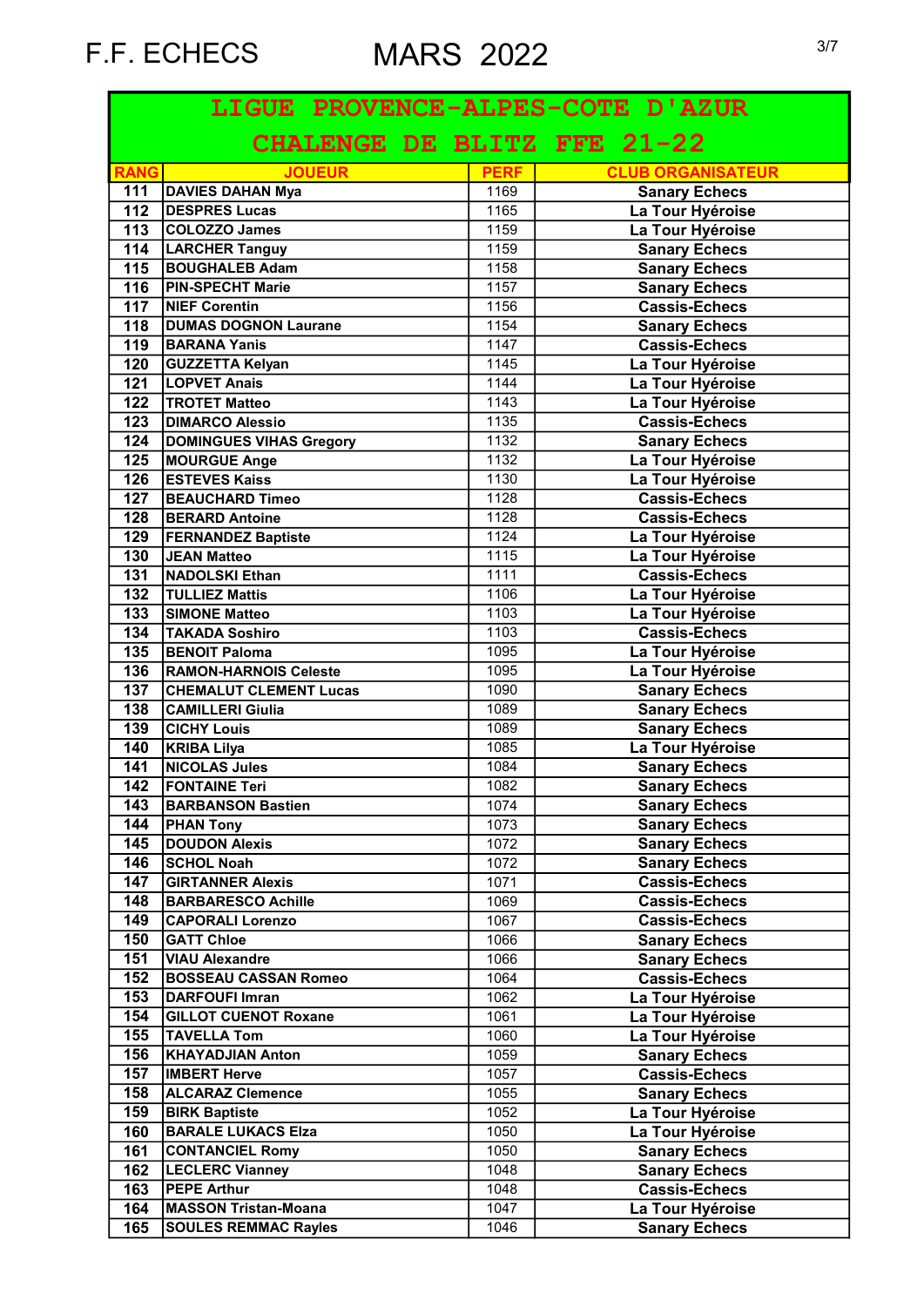F.F. ECHECS MARS 2022

| LIGUE PROVENCE-ALPES-COTE D'AZUR | | | |
|---|---|---|---|
| CHALENGE DE BLITZ FFE 21-22 | | | |
| RANG | JOUEUR | PERF | CLUB ORGANISATEUR |
| 111 | DAVIES DAHAN Mya | 1169 | Sanary Echecs |
| 112 | DESPRES Lucas | 1165 | La Tour Hyéroise |
| 113 | COLOZZO James | 1159 | La Tour Hyéroise |
| 114 | LARCHER Tanguy | 1159 | Sanary Echecs |
| 115 | BOUGHALEB Adam | 1158 | Sanary Echecs |
| 116 | PIN-SPECHT Marie | 1157 | Sanary Echecs |
| 117 | NIEF Corentin | 1156 | Cassis-Echecs |
| 118 | DUMAS DOGNON Laurane | 1154 | Sanary Echecs |
| 119 | BARANA Yanis | 1147 | Cassis-Echecs |
| 120 | GUZZETTA Kelyan | 1145 | La Tour Hyéroise |
| 121 | LOPVET Anais | 1144 | La Tour Hyéroise |
| 122 | TROTET Matteo | 1143 | La Tour Hyéroise |
| 123 | DIMARCO Alessio | 1135 | Cassis-Echecs |
| 124 | DOMINGUES VIHAS Gregory | 1132 | Sanary Echecs |
| 125 | MOURGUE Ange | 1132 | La Tour Hyéroise |
| 126 | ESTEVES Kaiss | 1130 | La Tour Hyéroise |
| 127 | BEAUCHARD Timeo | 1128 | Cassis-Echecs |
| 128 | BERARD Antoine | 1128 | Cassis-Echecs |
| 129 | FERNANDEZ Baptiste | 1124 | La Tour Hyéroise |
| 130 | JEAN Matteo | 1115 | La Tour Hyéroise |
| 131 | NADOLSKI Ethan | 1111 | Cassis-Echecs |
| 132 | TULLIEZ Mattis | 1106 | La Tour Hyéroise |
| 133 | SIMONE Matteo | 1103 | La Tour Hyéroise |
| 134 | TAKADA Soshiro | 1103 | Cassis-Echecs |
| 135 | BENOIT Paloma | 1095 | La Tour Hyéroise |
| 136 | RAMON-HARNOIS Celeste | 1095 | La Tour Hyéroise |
| 137 | CHEMALUT CLEMENT Lucas | 1090 | Sanary Echecs |
| 138 | CAMILLERI Giulia | 1089 | Sanary Echecs |
| 139 | CICHY Louis | 1089 | Sanary Echecs |
| 140 | KRIBA Lilya | 1085 | La Tour Hyéroise |
| 141 | NICOLAS Jules | 1084 | Sanary Echecs |
| 142 | FONTAINE Teri | 1082 | Sanary Echecs |
| 143 | BARBANSON Bastien | 1074 | Sanary Echecs |
| 144 | PHAN Tony | 1073 | Sanary Echecs |
| 145 | DOUDON Alexis | 1072 | Sanary Echecs |
| 146 | SCHOL Noah | 1072 | Sanary Echecs |
| 147 | GIRTANNER Alexis | 1071 | Cassis-Echecs |
| 148 | BARBARESCO Achille | 1069 | Cassis-Echecs |
| 149 | CAPORALI Lorenzo | 1067 | Cassis-Echecs |
| 150 | GATT Chloe | 1066 | Sanary Echecs |
| 151 | VIAU Alexandre | 1066 | Sanary Echecs |
| 152 | BOSSEAU CASSAN Romeo | 1064 | Cassis-Echecs |
| 153 | DARFOUFI Imran | 1062 | La Tour Hyéroise |
| 154 | GILLOT CUENOT Roxane | 1061 | La Tour Hyéroise |
| 155 | TAVELLA Tom | 1060 | La Tour Hyéroise |
| 156 | KHAYADJIAN Anton | 1059 | Sanary Echecs |
| 157 | IMBERT Herve | 1057 | Cassis-Echecs |
| 158 | ALCARAZ Clemence | 1055 | Sanary Echecs |
| 159 | BIRK Baptiste | 1052 | La Tour Hyéroise |
| 160 | BARALE LUKACS Elza | 1050 | La Tour Hyéroise |
| 161 | CONTANCIEL Romy | 1050 | Sanary Echecs |
| 162 | LECLERC Vianney | 1048 | Sanary Echecs |
| 163 | PEPE Arthur | 1048 | Cassis-Echecs |
| 164 | MASSON Tristan-Moana | 1047 | La Tour Hyéroise |
| 165 | SOULES REMMAC Rayles | 1046 | Sanary Echecs |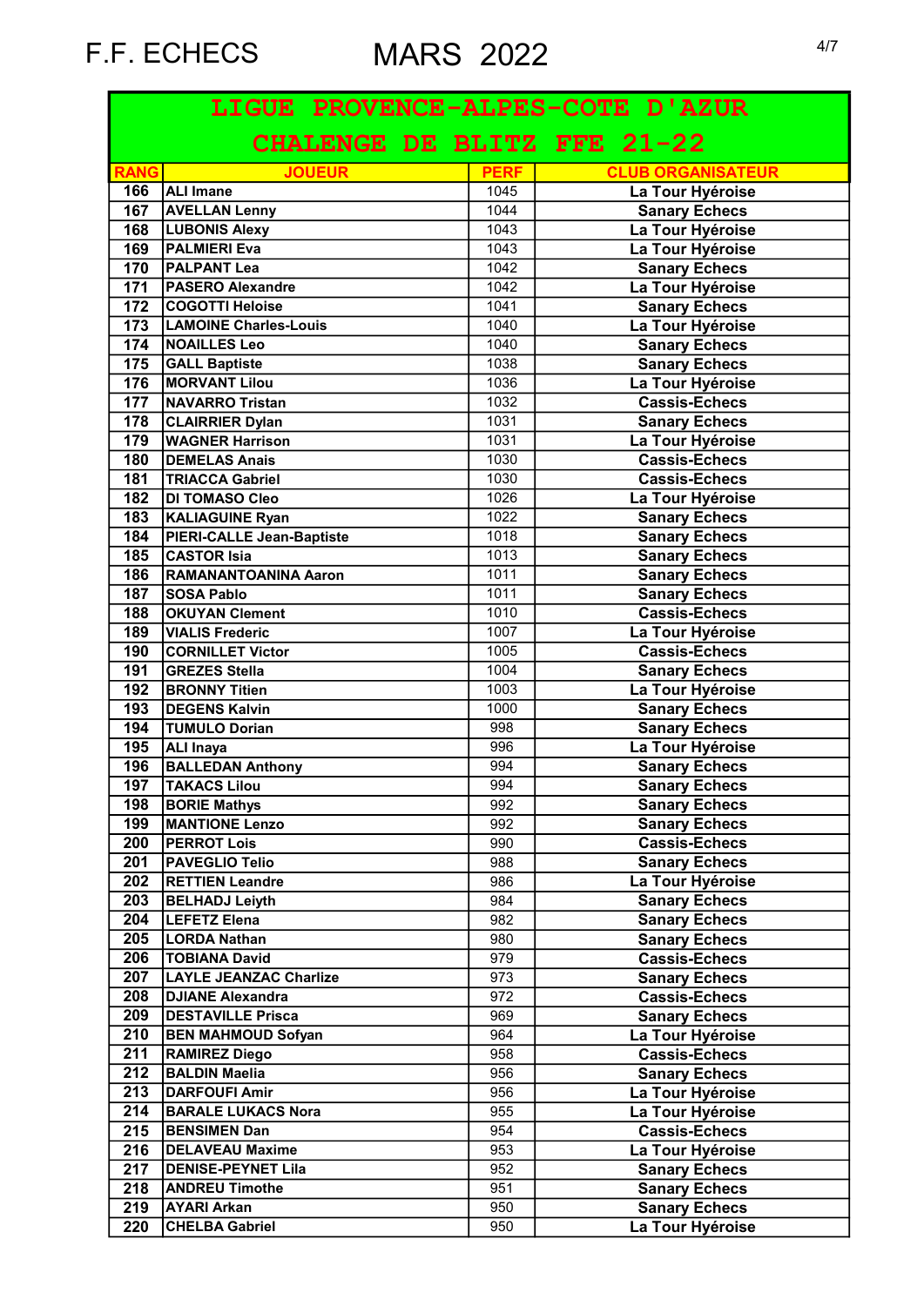F.F. ECHECS MARS 2022

| LIGUE PROVENCE-ALPES-COTE D'AZUR | | | |
|---|---|---|---|
| CHALENGE DE BLITZ FFE 21-22 | | | |
| RANG | JOUEUR | PERF | CLUB ORGANISATEUR |
| 166 | ALI Imane | 1045 | La Tour Hyéroise |
| 167 | AVELLAN Lenny | 1044 | Sanary Echecs |
| 168 | LUBONIS Alexy | 1043 | La Tour Hyéroise |
| 169 | PALMIERI Eva | 1043 | La Tour Hyéroise |
| 170 | PALPANT Lea | 1042 | Sanary Echecs |
| 171 | PASERO Alexandre | 1042 | La Tour Hyéroise |
| 172 | COGOTTI Heloise | 1041 | Sanary Echecs |
| 173 | LAMOINE Charles-Louis | 1040 | La Tour Hyéroise |
| 174 | NOAILLES Leo | 1040 | Sanary Echecs |
| 175 | GALL Baptiste | 1038 | Sanary Echecs |
| 176 | MORVANT Lilou | 1036 | La Tour Hyéroise |
| 177 | NAVARRO Tristan | 1032 | Cassis-Echecs |
| 178 | CLAIRRIER Dylan | 1031 | Sanary Echecs |
| 179 | WAGNER Harrison | 1031 | La Tour Hyéroise |
| 180 | DEMELAS Anais | 1030 | Cassis-Echecs |
| 181 | TRIACCA Gabriel | 1030 | Cassis-Echecs |
| 182 | DI TOMASO Cleo | 1026 | La Tour Hyéroise |
| 183 | KALIAGUINE Ryan | 1022 | Sanary Echecs |
| 184 | PIERI-CALLE Jean-Baptiste | 1018 | Sanary Echecs |
| 185 | CASTOR Isia | 1013 | Sanary Echecs |
| 186 | RAMANANTOANINA Aaron | 1011 | Sanary Echecs |
| 187 | SOSA Pablo | 1011 | Sanary Echecs |
| 188 | OKUYAN Clement | 1010 | Cassis-Echecs |
| 189 | VIALIS Frederic | 1007 | La Tour Hyéroise |
| 190 | CORNILLET Victor | 1005 | Cassis-Echecs |
| 191 | GREZES Stella | 1004 | Sanary Echecs |
| 192 | BRONNY Titien | 1003 | La Tour Hyéroise |
| 193 | DEGENS Kalvin | 1000 | Sanary Echecs |
| 194 | TUMULO Dorian | 998 | Sanary Echecs |
| 195 | ALI Inaya | 996 | La Tour Hyéroise |
| 196 | BALLEDAN Anthony | 994 | Sanary Echecs |
| 197 | TAKACS Lilou | 994 | Sanary Echecs |
| 198 | BORIE Mathys | 992 | Sanary Echecs |
| 199 | MANTIONE Lenzo | 992 | Sanary Echecs |
| 200 | PERROT Lois | 990 | Cassis-Echecs |
| 201 | PAVEGLIO Telio | 988 | Sanary Echecs |
| 202 | RETTIEN Leandre | 986 | La Tour Hyéroise |
| 203 | BELHADJ Leiyth | 984 | Sanary Echecs |
| 204 | LEFETZ Elena | 982 | Sanary Echecs |
| 205 | LORDA Nathan | 980 | Sanary Echecs |
| 206 | TOBIANA David | 979 | Cassis-Echecs |
| 207 | LAYLE JEANZAC Charlize | 973 | Sanary Echecs |
| 208 | DJIANE Alexandra | 972 | Cassis-Echecs |
| 209 | DESTAVILLE Prisca | 969 | Sanary Echecs |
| 210 | BEN MAHMOUD Sofyan | 964 | La Tour Hyéroise |
| 211 | RAMIREZ Diego | 958 | Cassis-Echecs |
| 212 | BALDIN Maelia | 956 | Sanary Echecs |
| 213 | DARFOUFI Amir | 956 | La Tour Hyéroise |
| 214 | BARALE LUKACS Nora | 955 | La Tour Hyéroise |
| 215 | BENSIMEN Dan | 954 | Cassis-Echecs |
| 216 | DELAVEAU Maxime | 953 | La Tour Hyéroise |
| 217 | DENISE-PEYNET Lila | 952 | Sanary Echecs |
| 218 | ANDREU Timothe | 951 | Sanary Echecs |
| 219 | AYARI Arkan | 950 | Sanary Echecs |
| 220 | CHELBA Gabriel | 950 | La Tour Hyéroise |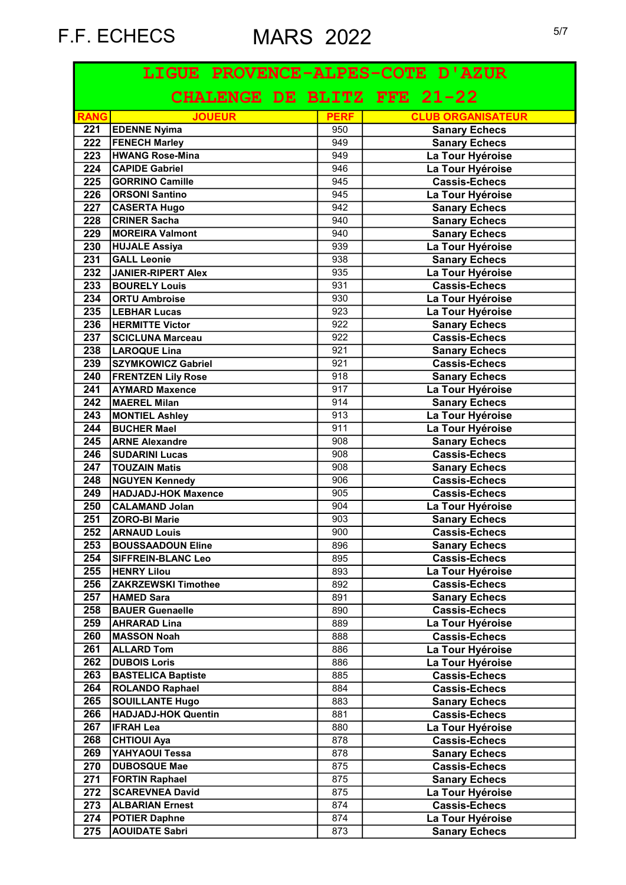F.F. ECHECS MARS 2022

# LIGUE PROVENCE-ALPES-COTE D'AZUR

## CHALENGE DE BLITZ FFE 21-22

| RANG | JOUEUR | PERF | CLUB ORGANISATEUR |
|---|---|---|---|
| 221 | EDENNE Nyima | 950 | Sanary Echecs |
| 222 | FENECH Marley | 949 | Sanary Echecs |
| 223 | HWANG Rose-Mina | 949 | La Tour Hyéroise |
| 224 | CAPIDE Gabriel | 946 | La Tour Hyéroise |
| 225 | GORRINO Camille | 945 | Cassis-Echecs |
| 226 | ORSONI Santino | 945 | La Tour Hyéroise |
| 227 | CASERTA Hugo | 942 | Sanary Echecs |
| 228 | CRINER Sacha | 940 | Sanary Echecs |
| 229 | MOREIRA Valmont | 940 | Sanary Echecs |
| 230 | HUJALE Assiya | 939 | La Tour Hyéroise |
| 231 | GALL Leonie | 938 | Sanary Echecs |
| 232 | JANIER-RIPERT Alex | 935 | La Tour Hyéroise |
| 233 | BOURELY Louis | 931 | Cassis-Echecs |
| 234 | ORTU Ambroise | 930 | La Tour Hyéroise |
| 235 | LEBHAR Lucas | 923 | La Tour Hyéroise |
| 236 | HERMITTE Victor | 922 | Sanary Echecs |
| 237 | SCICLUNA Marceau | 922 | Cassis-Echecs |
| 238 | LAROQUE Lina | 921 | Sanary Echecs |
| 239 | SZYMKOWICZ Gabriel | 921 | Cassis-Echecs |
| 240 | FRENTZEN Lily Rose | 918 | Sanary Echecs |
| 241 | AYMARD Maxence | 917 | La Tour Hyéroise |
| 242 | MAEREL Milan | 914 | Sanary Echecs |
| 243 | MONTIEL Ashley | 913 | La Tour Hyéroise |
| 244 | BUCHER Mael | 911 | La Tour Hyéroise |
| 245 | ARNE Alexandre | 908 | Sanary Echecs |
| 246 | SUDARINI Lucas | 908 | Cassis-Echecs |
| 247 | TOUZAIN Matis | 908 | Sanary Echecs |
| 248 | NGUYEN Kennedy | 906 | Cassis-Echecs |
| 249 | HADJADJ-HOK Maxence | 905 | Cassis-Echecs |
| 250 | CALAMAND Jolan | 904 | La Tour Hyéroise |
| 251 | ZORO-BI Marie | 903 | Sanary Echecs |
| 252 | ARNAUD Louis | 900 | Cassis-Echecs |
| 253 | BOUSSAADOUN Eline | 896 | Sanary Echecs |
| 254 | SIFFREIN-BLANC Leo | 895 | Cassis-Echecs |
| 255 | HENRY Lilou | 893 | La Tour Hyéroise |
| 256 | ZAKRZEWSKI Timothee | 892 | Cassis-Echecs |
| 257 | HAMED Sara | 891 | Sanary Echecs |
| 258 | BAUER Guenaelle | 890 | Cassis-Echecs |
| 259 | AHRARAD Lina | 889 | La Tour Hyéroise |
| 260 | MASSON Noah | 888 | Cassis-Echecs |
| 261 | ALLARD Tom | 886 | La Tour Hyéroise |
| 262 | DUBOIS Loris | 886 | La Tour Hyéroise |
| 263 | BASTELICA Baptiste | 885 | Cassis-Echecs |
| 264 | ROLANDO Raphael | 884 | Cassis-Echecs |
| 265 | SOUILLANTE Hugo | 883 | Sanary Echecs |
| 266 | HADJADJ-HOK Quentin | 881 | Cassis-Echecs |
| 267 | IFRAH Lea | 880 | La Tour Hyéroise |
| 268 | CHTIOUI Aya | 878 | Cassis-Echecs |
| 269 | YAHYAOUI Tessa | 878 | Sanary Echecs |
| 270 | DUBOSQUE Mae | 875 | Cassis-Echecs |
| 271 | FORTIN Raphael | 875 | Sanary Echecs |
| 272 | SCAREVNEA David | 875 | La Tour Hyéroise |
| 273 | ALBARIAN Ernest | 874 | Cassis-Echecs |
| 274 | POTIER Daphne | 874 | La Tour Hyéroise |
| 275 | AOUIDATE Sabri | 873 | Sanary Echecs |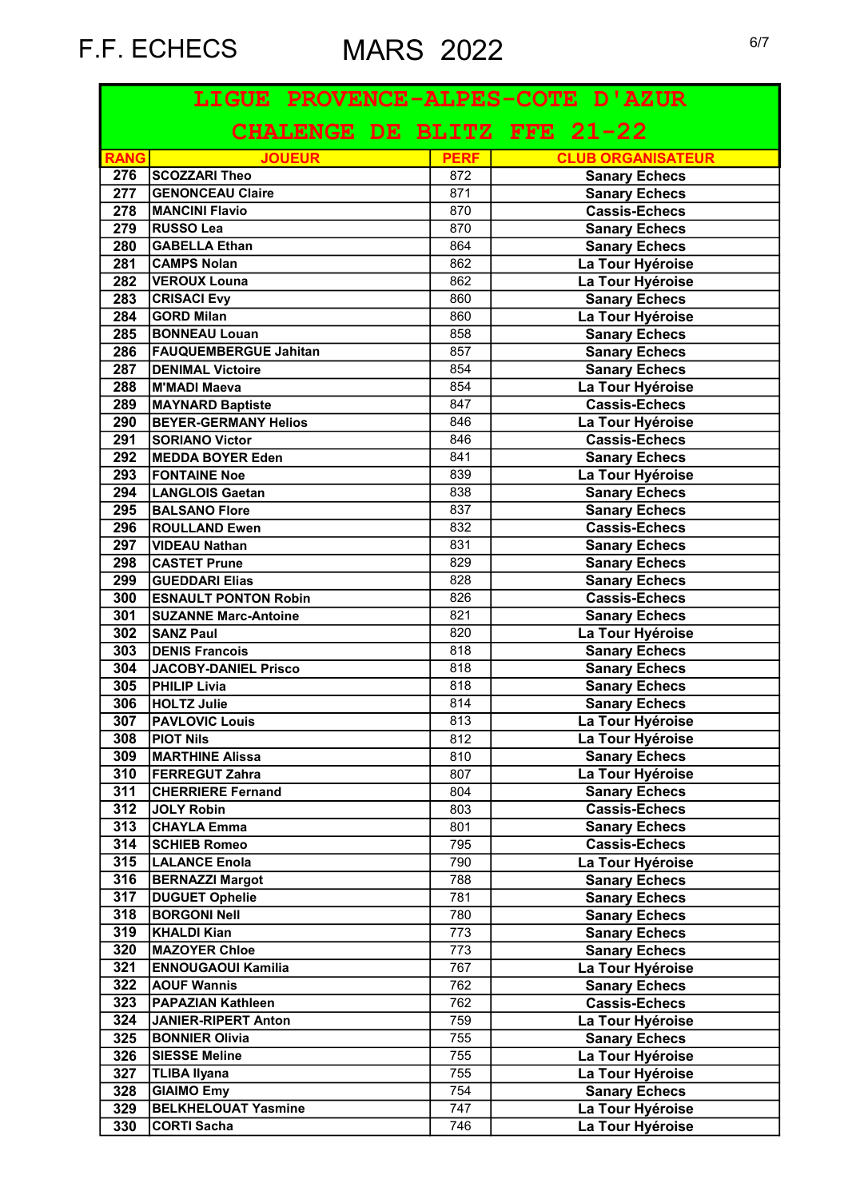F.F. ECHECS MARS 2022

| LIGUE PROVENCE-ALPES-COTE D'AZUR | | | |
|---|---|---|---|
| CHALENGE DE BLITZ FFE 21-22 | | | |
| RANG | JOUEUR | PERF | CLUB ORGANISATEUR |
| 276 | SCOZZARI Theo | 872 | Sanary Echecs |
| 277 | GENONCEAU Claire | 871 | Sanary Echecs |
| 278 | MANCINI Flavio | 870 | Cassis-Echecs |
| 279 | RUSSO Lea | 870 | Sanary Echecs |
| 280 | GABELLA Ethan | 864 | Sanary Echecs |
| 281 | CAMPS Nolan | 862 | La Tour Hyéroise |
| 282 | VEROUX Louna | 862 | La Tour Hyéroise |
| 283 | CRISACI Evy | 860 | Sanary Echecs |
| 284 | GORD Milan | 860 | La Tour Hyéroise |
| 285 | BONNEAU Louan | 858 | Sanary Echecs |
| 286 | FAUQUEMBERGUE Jahitan | 857 | Sanary Echecs |
| 287 | DENIMAL Victoire | 854 | Sanary Echecs |
| 288 | M'MADI Maeva | 854 | La Tour Hyéroise |
| 289 | MAYNARD Baptiste | 847 | Cassis-Echecs |
| 290 | BEYER-GERMANY Helios | 846 | La Tour Hyéroise |
| 291 | SORIANO Victor | 846 | Cassis-Echecs |
| 292 | MEDDA BOYER Eden | 841 | Sanary Echecs |
| 293 | FONTAINE Noe | 839 | La Tour Hyéroise |
| 294 | LANGLOIS Gaetan | 838 | Sanary Echecs |
| 295 | BALSANO Flore | 837 | Sanary Echecs |
| 296 | ROULLAND Ewen | 832 | Cassis-Echecs |
| 297 | VIDEAU Nathan | 831 | Sanary Echecs |
| 298 | CASTET Prune | 829 | Sanary Echecs |
| 299 | GUEDDARI Elias | 828 | Sanary Echecs |
| 300 | ESNAULT PONTON Robin | 826 | Cassis-Echecs |
| 301 | SUZANNE Marc-Antoine | 821 | Sanary Echecs |
| 302 | SANZ Paul | 820 | La Tour Hyéroise |
| 303 | DENIS Francois | 818 | Sanary Echecs |
| 304 | JACOBY-DANIEL Prisco | 818 | Sanary Echecs |
| 305 | PHILIP Livia | 818 | Sanary Echecs |
| 306 | HOLTZ Julie | 814 | Sanary Echecs |
| 307 | PAVLOVIC Louis | 813 | La Tour Hyéroise |
| 308 | PIOT Nils | 812 | La Tour Hyéroise |
| 309 | MARTHINE Alissa | 810 | Sanary Echecs |
| 310 | FERREGUT Zahra | 807 | La Tour Hyéroise |
| 311 | CHERRIERE Fernand | 804 | Sanary Echecs |
| 312 | JOLY Robin | 803 | Cassis-Echecs |
| 313 | CHAYLA Emma | 801 | Sanary Echecs |
| 314 | SCHIEB Romeo | 795 | Cassis-Echecs |
| 315 | LALANCE Enola | 790 | La Tour Hyéroise |
| 316 | BERNAZZI Margot | 788 | Sanary Echecs |
| 317 | DUGUET Ophelie | 781 | Sanary Echecs |
| 318 | BORGONI Nell | 780 | Sanary Echecs |
| 319 | KHALDI Kian | 773 | Sanary Echecs |
| 320 | MAZOYER Chloe | 773 | Sanary Echecs |
| 321 | ENNOUGAOUI Kamilia | 767 | La Tour Hyéroise |
| 322 | AOUF Wannis | 762 | Sanary Echecs |
| 323 | PAPAZIAN Kathleen | 762 | Cassis-Echecs |
| 324 | JANIER-RIPERT Anton | 759 | La Tour Hyéroise |
| 325 | BONNIER Olivia | 755 | Sanary Echecs |
| 326 | SIESSE Meline | 755 | La Tour Hyéroise |
| 327 | TLIBA Ilyana | 755 | La Tour Hyéroise |
| 328 | GIAIMO Emy | 754 | Sanary Echecs |
| 329 | BELKHELOUAT Yasmine | 747 | La Tour Hyéroise |
| 330 | CORTI Sacha | 746 | La Tour Hyéroise |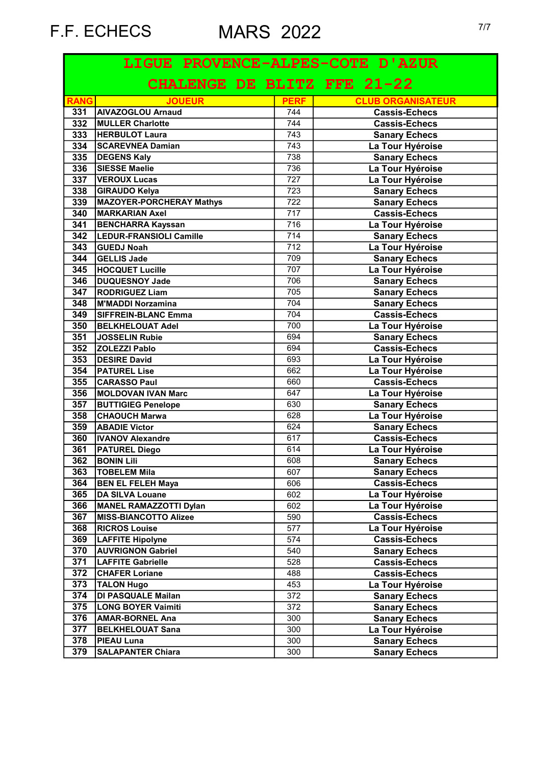F.F. ECHECS MARS 2022

# LIGUE PROVENCE-ALPES-COTE D'AZUR

## CHALENGE DE BLITZ FFE 21-22

| RANG | JOUEUR | PERF | CLUB ORGANISATEUR |
|---|---|---|---|
| 331 | AIVAZOGLOU Arnaud | 744 | Cassis-Echecs |
| 332 | MULLER Charlotte | 744 | Cassis-Echecs |
| 333 | HERBULOT Laura | 743 | Sanary Echecs |
| 334 | SCAREVNEA Damian | 743 | La Tour Hyéroise |
| 335 | DEGENS Kaly | 738 | Sanary Echecs |
| 336 | SIESSE Maelie | 736 | La Tour Hyéroise |
| 337 | VEROUX Lucas | 727 | La Tour Hyéroise |
| 338 | GIRAUDO Kelya | 723 | Sanary Echecs |
| 339 | MAZOYER-PORCHERAY Mathys | 722 | Sanary Echecs |
| 340 | MARKARIAN Axel | 717 | Cassis-Echecs |
| 341 | BENCHARRA Kayssan | 716 | La Tour Hyéroise |
| 342 | LEDUR-FRANSIOLI Camille | 714 | Sanary Echecs |
| 343 | GUEDJ Noah | 712 | La Tour Hyéroise |
| 344 | GELLIS Jade | 709 | Sanary Echecs |
| 345 | HOCQUET Lucille | 707 | La Tour Hyéroise |
| 346 | DUQUESNOY Jade | 706 | Sanary Echecs |
| 347 | RODRIGUEZ Liam | 705 | Sanary Echecs |
| 348 | M'MADDI Norzamina | 704 | Sanary Echecs |
| 349 | SIFFREIN-BLANC Emma | 704 | Cassis-Echecs |
| 350 | BELKHELOUAT Adel | 700 | La Tour Hyéroise |
| 351 | JOSSELIN Rubie | 694 | Sanary Echecs |
| 352 | ZOLEZZI Pablo | 694 | Cassis-Echecs |
| 353 | DESIRE David | 693 | La Tour Hyéroise |
| 354 | PATUREL Lise | 662 | La Tour Hyéroise |
| 355 | CARASSO Paul | 660 | Cassis-Echecs |
| 356 | MOLDOVAN IVAN Marc | 647 | La Tour Hyéroise |
| 357 | BUTTIGIEG Penelope | 630 | Sanary Echecs |
| 358 | CHAOUCH Marwa | 628 | La Tour Hyéroise |
| 359 | ABADIE Victor | 624 | Sanary Echecs |
| 360 | IVANOV Alexandre | 617 | Cassis-Echecs |
| 361 | PATUREL Diego | 614 | La Tour Hyéroise |
| 362 | BONIN Lili | 608 | Sanary Echecs |
| 363 | TOBELEM Mila | 607 | Sanary Echecs |
| 364 | BEN EL FELEH Maya | 606 | Cassis-Echecs |
| 365 | DA SILVA Louane | 602 | La Tour Hyéroise |
| 366 | MANEL RAMAZZOTTI Dylan | 602 | La Tour Hyéroise |
| 367 | MISS-BIANCOTTO Alizee | 590 | Cassis-Echecs |
| 368 | RICROS Louise | 577 | La Tour Hyéroise |
| 369 | LAFFITE Hipolyne | 574 | Cassis-Echecs |
| 370 | AUVRIGNON Gabriel | 540 | Sanary Echecs |
| 371 | LAFFITE Gabrielle | 528 | Cassis-Echecs |
| 372 | CHAFER Loriane | 488 | Cassis-Echecs |
| 373 | TALON Hugo | 453 | La Tour Hyéroise |
| 374 | DI PASQUALE Mailan | 372 | Sanary Echecs |
| 375 | LONG BOYER Vaimiti | 372 | Sanary Echecs |
| 376 | AMAR-BORNEL Ana | 300 | Sanary Echecs |
| 377 | BELKHELOUAT Sana | 300 | La Tour Hyéroise |
| 378 | PIEAU Luna | 300 | Sanary Echecs |
| 379 | SALAPANTER Chiara | 300 | Sanary Echecs |